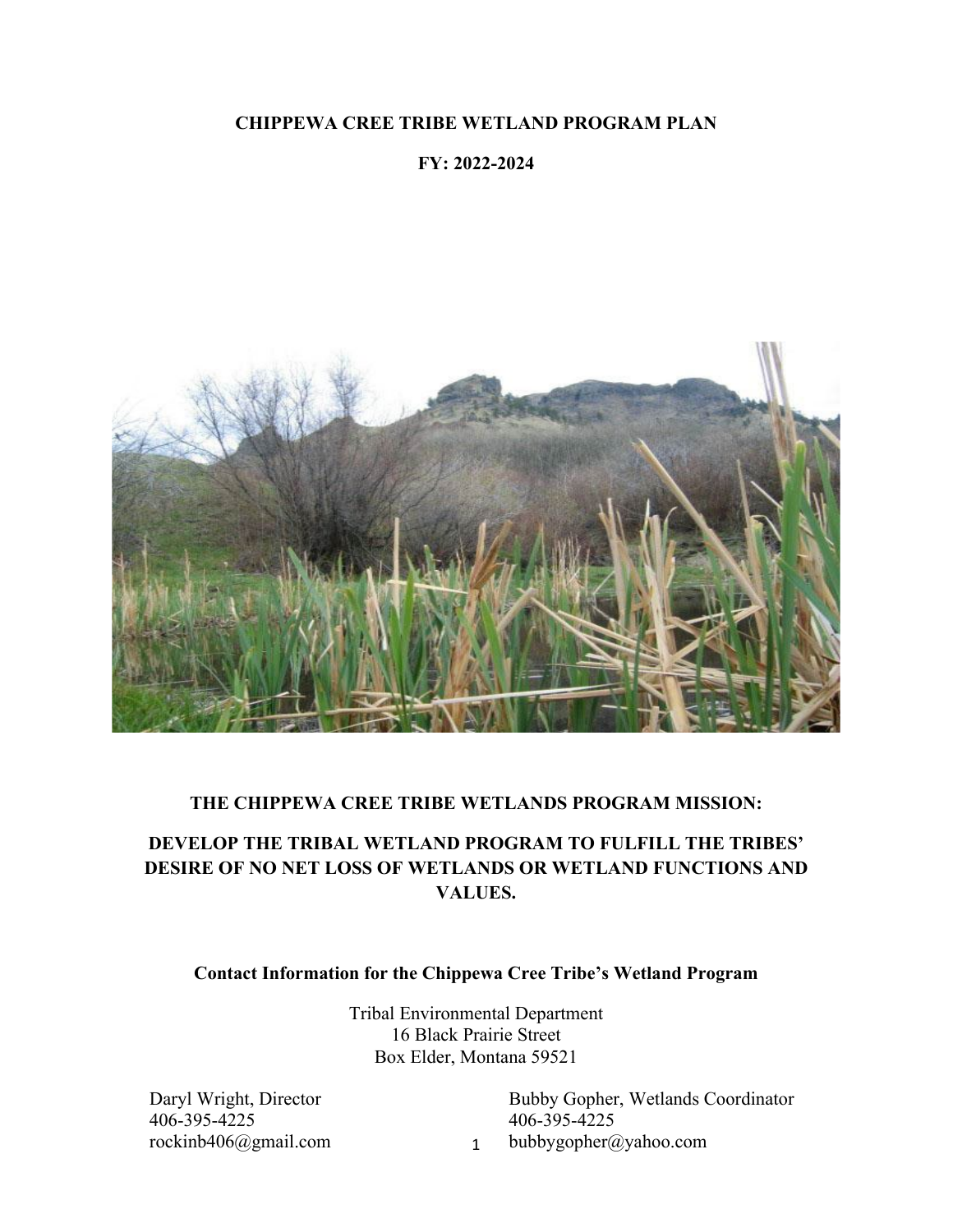# CHIPPEWA CREE TRIBE WETLAND PROGRAM PLAN

## FY: 2022-2024

## THE CHIPPEWA CREE TRIBE WETLANDS PROGRAM MISSION:

## DEVELOP THE TRIBAL WETLAND PROGRAM TO FULFILL THE TRIBES' DESIRE OF NO NET LOSS OF WETLANDS OR WETLAND FUNCTIONS AND VALUES.

**Contact Information for the Chippewa Cree Tribe's Wetland Program**

Tribal Environmental Department
16 Black Prairie Street
Box Elder, Montana 59521

Daryl Wright, Director
406-395-4225
rockinb406@gmail.com

Bubby Gopher, Wetlands Coordinator
406-395-4225
bubbygopher@yahoo.com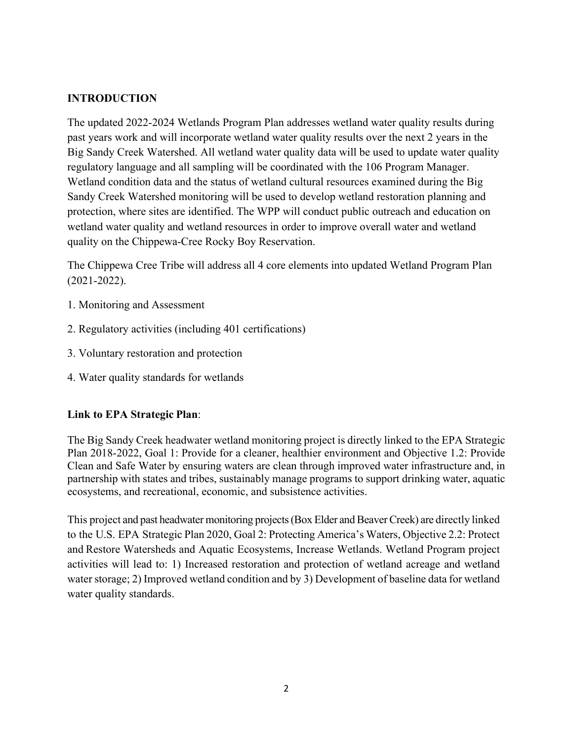## INTRODUCTION

The updated 2022-2024 Wetlands Program Plan addresses wetland water quality results during past years work and will incorporate wetland water quality results over the next 2 years in the Big Sandy Creek Watershed. All wetland water quality data will be used to update water quality regulatory language and all sampling will be coordinated with the 106 Program Manager. Wetland condition data and the status of wetland cultural resources examined during the Big Sandy Creek Watershed monitoring will be used to develop wetland restoration planning and protection, where sites are identified. The WPP will conduct public outreach and education on wetland water quality and wetland resources in order to improve overall water and wetland quality on the Chippewa-Cree Rocky Boy Reservation.

The Chippewa Cree Tribe will address all 4 core elements into updated Wetland Program Plan (2021-2022).

1. Monitoring and Assessment
2. Regulatory activities (including 401 certifications)
3. Voluntary restoration and protection
4. Water quality standards for wetlands

**Link to EPA Strategic Plan**:

The Big Sandy Creek headwater wetland monitoring project is directly linked to the EPA Strategic Plan 2018-2022, Goal 1: Provide for a cleaner, healthier environment and Objective 1.2: Provide Clean and Safe Water by ensuring waters are clean through improved water infrastructure and, in partnership with states and tribes, sustainably manage programs to support drinking water, aquatic ecosystems, and recreational, economic, and subsistence activities.

This project and past headwater monitoring projects (Box Elder and Beaver Creek) are directly linked to the U.S. EPA Strategic Plan 2020, Goal 2: Protecting America's Waters, Objective 2.2: Protect and Restore Watersheds and Aquatic Ecosystems, Increase Wetlands. Wetland Program project activities will lead to: 1) Increased restoration and protection of wetland acreage and wetland water storage; 2) Improved wetland condition and by 3) Development of baseline data for wetland water quality standards.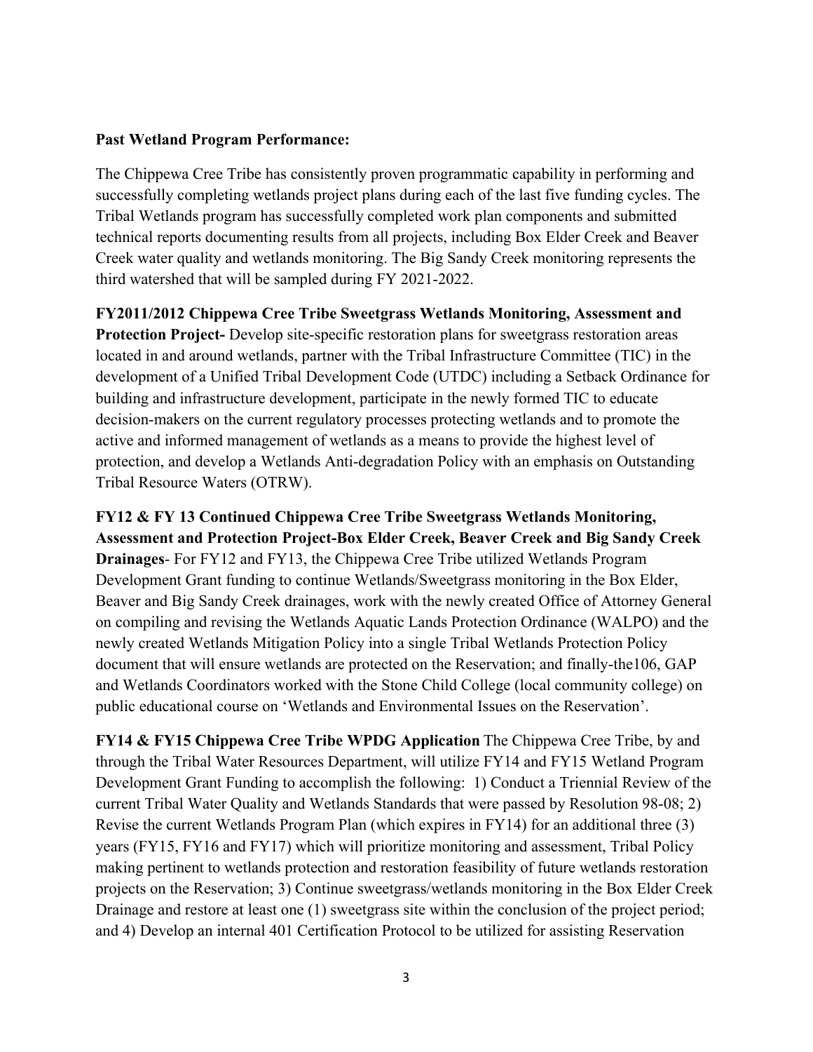**Past Wetland Program Performance:**

The Chippewa Cree Tribe has consistently proven programmatic capability in performing and successfully completing wetlands project plans during each of the last five funding cycles. The Tribal Wetlands program has successfully completed work plan components and submitted technical reports documenting results from all projects, including Box Elder Creek and Beaver Creek water quality and wetlands monitoring. The Big Sandy Creek monitoring represents the third watershed that will be sampled during FY 2021-2022.

**FY2011/2012 Chippewa Cree Tribe Sweetgrass Wetlands Monitoring, Assessment and Protection Project-** Develop site-specific restoration plans for sweetgrass restoration areas located in and around wetlands, partner with the Tribal Infrastructure Committee (TIC) in the development of a Unified Tribal Development Code (UTDC) including a Setback Ordinance for building and infrastructure development, participate in the newly formed TIC to educate decision-makers on the current regulatory processes protecting wetlands and to promote the active and informed management of wetlands as a means to provide the highest level of protection, and develop a Wetlands Anti-degradation Policy with an emphasis on Outstanding Tribal Resource Waters (OTRW).

**FY12 & FY 13 Continued Chippewa Cree Tribe Sweetgrass Wetlands Monitoring, Assessment and Protection Project-Box Elder Creek, Beaver Creek and Big Sandy Creek Drainages**- For FY12 and FY13, the Chippewa Cree Tribe utilized Wetlands Program Development Grant funding to continue Wetlands/Sweetgrass monitoring in the Box Elder, Beaver and Big Sandy Creek drainages, work with the newly created Office of Attorney General on compiling and revising the Wetlands Aquatic Lands Protection Ordinance (WALPO) and the newly created Wetlands Mitigation Policy into a single Tribal Wetlands Protection Policy document that will ensure wetlands are protected on the Reservation; and finally-the106, GAP and Wetlands Coordinators worked with the Stone Child College (local community college) on public educational course on 'Wetlands and Environmental Issues on the Reservation'.

**FY14 & FY15 Chippewa Cree Tribe WPDG Application** The Chippewa Cree Tribe, by and through the Tribal Water Resources Department, will utilize FY14 and FY15 Wetland Program Development Grant Funding to accomplish the following: 1) Conduct a Triennial Review of the current Tribal Water Quality and Wetlands Standards that were passed by Resolution 98-08; 2) Revise the current Wetlands Program Plan (which expires in FY14) for an additional three (3) years (FY15, FY16 and FY17) which will prioritize monitoring and assessment, Tribal Policy making pertinent to wetlands protection and restoration feasibility of future wetlands restoration projects on the Reservation; 3) Continue sweetgrass/wetlands monitoring in the Box Elder Creek Drainage and restore at least one (1) sweetgrass site within the conclusion of the project period; and 4) Develop an internal 401 Certification Protocol to be utilized for assisting Reservation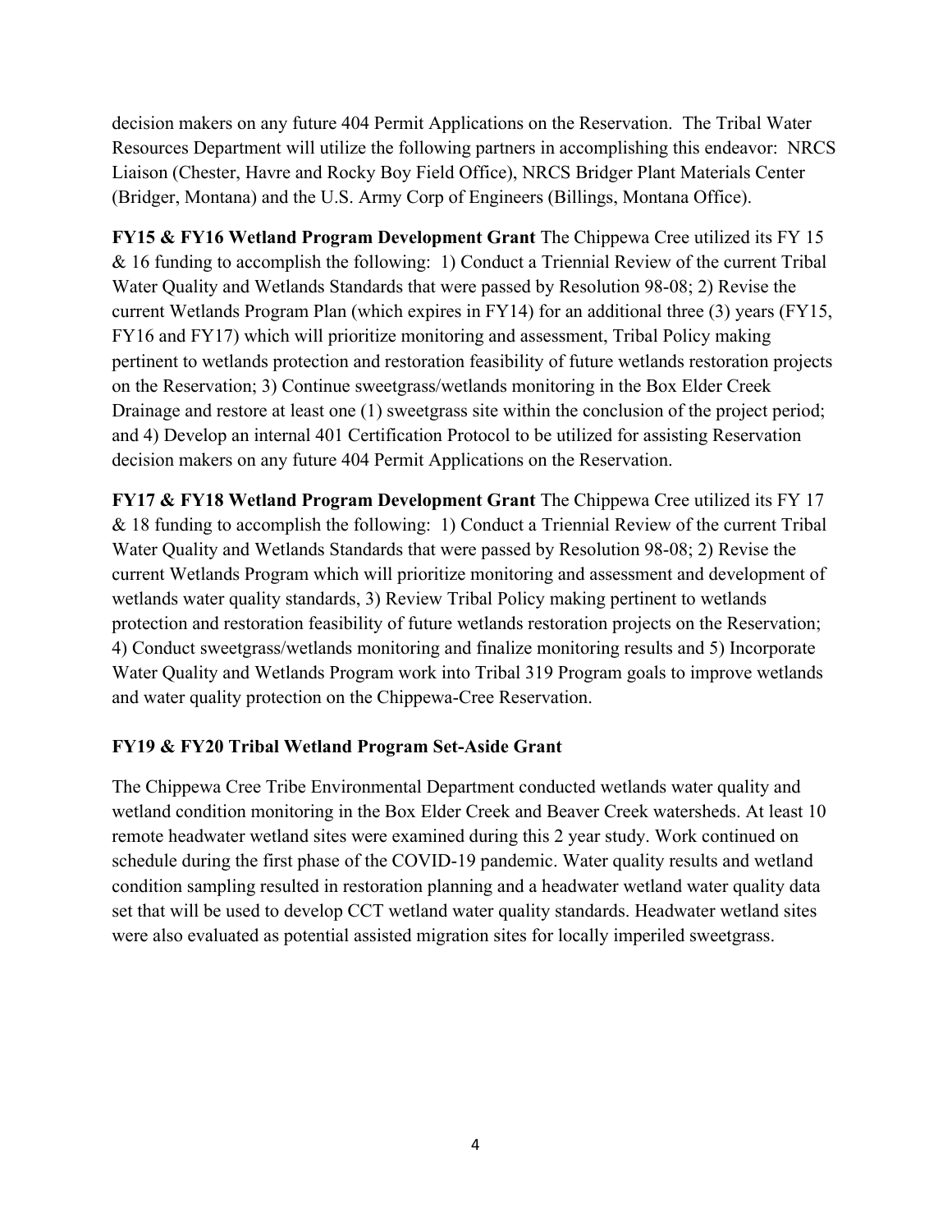decision makers on any future 404 Permit Applications on the Reservation. The Tribal Water Resources Department will utilize the following partners in accomplishing this endeavor: NRCS Liaison (Chester, Havre and Rocky Boy Field Office), NRCS Bridger Plant Materials Center (Bridger, Montana) and the U.S. Army Corp of Engineers (Billings, Montana Office).

**FY15 & FY16 Wetland Program Development Grant** The Chippewa Cree utilized its FY 15 & 16 funding to accomplish the following: 1) Conduct a Triennial Review of the current Tribal Water Quality and Wetlands Standards that were passed by Resolution 98-08; 2) Revise the current Wetlands Program Plan (which expires in FY14) for an additional three (3) years (FY15, FY16 and FY17) which will prioritize monitoring and assessment, Tribal Policy making pertinent to wetlands protection and restoration feasibility of future wetlands restoration projects on the Reservation; 3) Continue sweetgrass/wetlands monitoring in the Box Elder Creek Drainage and restore at least one (1) sweetgrass site within the conclusion of the project period; and 4) Develop an internal 401 Certification Protocol to be utilized for assisting Reservation decision makers on any future 404 Permit Applications on the Reservation.

**FY17 & FY18 Wetland Program Development Grant** The Chippewa Cree utilized its FY 17 & 18 funding to accomplish the following: 1) Conduct a Triennial Review of the current Tribal Water Quality and Wetlands Standards that were passed by Resolution 98-08; 2) Revise the current Wetlands Program which will prioritize monitoring and assessment and development of wetlands water quality standards, 3) Review Tribal Policy making pertinent to wetlands protection and restoration feasibility of future wetlands restoration projects on the Reservation; 4) Conduct sweetgrass/wetlands monitoring and finalize monitoring results and 5) Incorporate Water Quality and Wetlands Program work into Tribal 319 Program goals to improve wetlands and water quality protection on the Chippewa-Cree Reservation.

**FY19 & FY20 Tribal Wetland Program Set-Aside Grant**

The Chippewa Cree Tribe Environmental Department conducted wetlands water quality and wetland condition monitoring in the Box Elder Creek and Beaver Creek watersheds. At least 10 remote headwater wetland sites were examined during this 2 year study. Work continued on schedule during the first phase of the COVID-19 pandemic. Water quality results and wetland condition sampling resulted in restoration planning and a headwater wetland water quality data set that will be used to develop CCT wetland water quality standards. Headwater wetland sites were also evaluated as potential assisted migration sites for locally imperiled sweetgrass.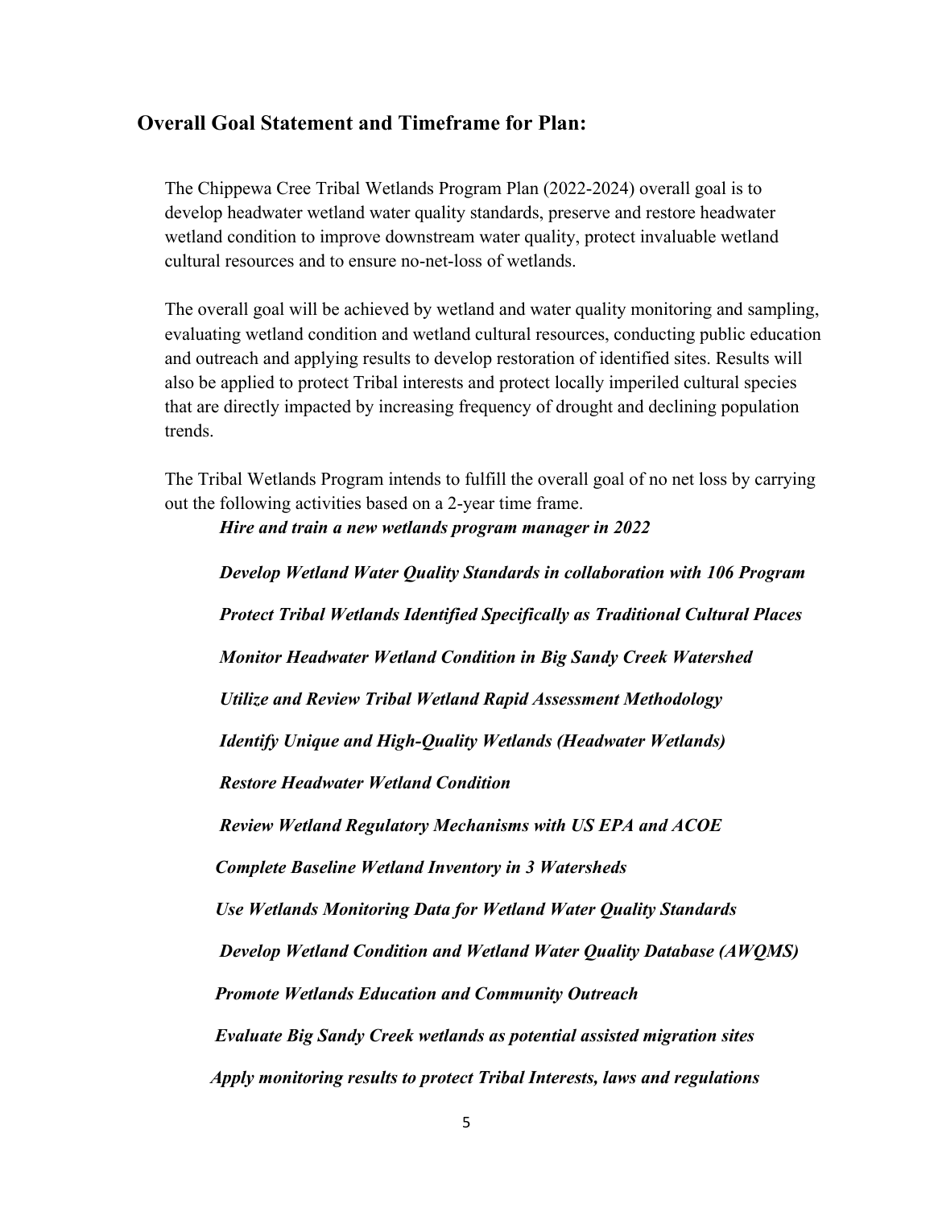## Overall Goal Statement and Timeframe for Plan:

The Chippewa Cree Tribal Wetlands Program Plan (2022-2024) overall goal is to develop headwater wetland water quality standards, preserve and restore headwater wetland condition to improve downstream water quality, protect invaluable wetland cultural resources and to ensure no-net-loss of wetlands.

The overall goal will be achieved by wetland and water quality monitoring and sampling, evaluating wetland condition and wetland cultural resources, conducting public education and outreach and applying results to develop restoration of identified sites. Results will also be applied to protect Tribal interests and protect locally imperiled cultural species that are directly impacted by increasing frequency of drought and declining population trends.

The Tribal Wetlands Program intends to fulfill the overall goal of no net loss by carrying out the following activities based on a 2-year time frame.

***Hire and train a new wetlands program manager in 2022***

***Develop Wetland Water Quality Standards in collaboration with 106 Program***

***Protect Tribal Wetlands Identified Specifically as Traditional Cultural Places***

***Monitor Headwater Wetland Condition in Big Sandy Creek Watershed***

***Utilize and Review Tribal Wetland Rapid Assessment Methodology***

***Identify Unique and High-Quality Wetlands (Headwater Wetlands)***

***Restore Headwater Wetland Condition***

***Review Wetland Regulatory Mechanisms with US EPA and ACOE***

***Complete Baseline Wetland Inventory in 3 Watersheds***

***Use Wetlands Monitoring Data for Wetland Water Quality Standards***

***Develop Wetland Condition and Wetland Water Quality Database (AWQMS)***

***Promote Wetlands Education and Community Outreach***

***Evaluate Big Sandy Creek wetlands as potential assisted migration sites***

***Apply monitoring results to protect Tribal Interests, laws and regulations***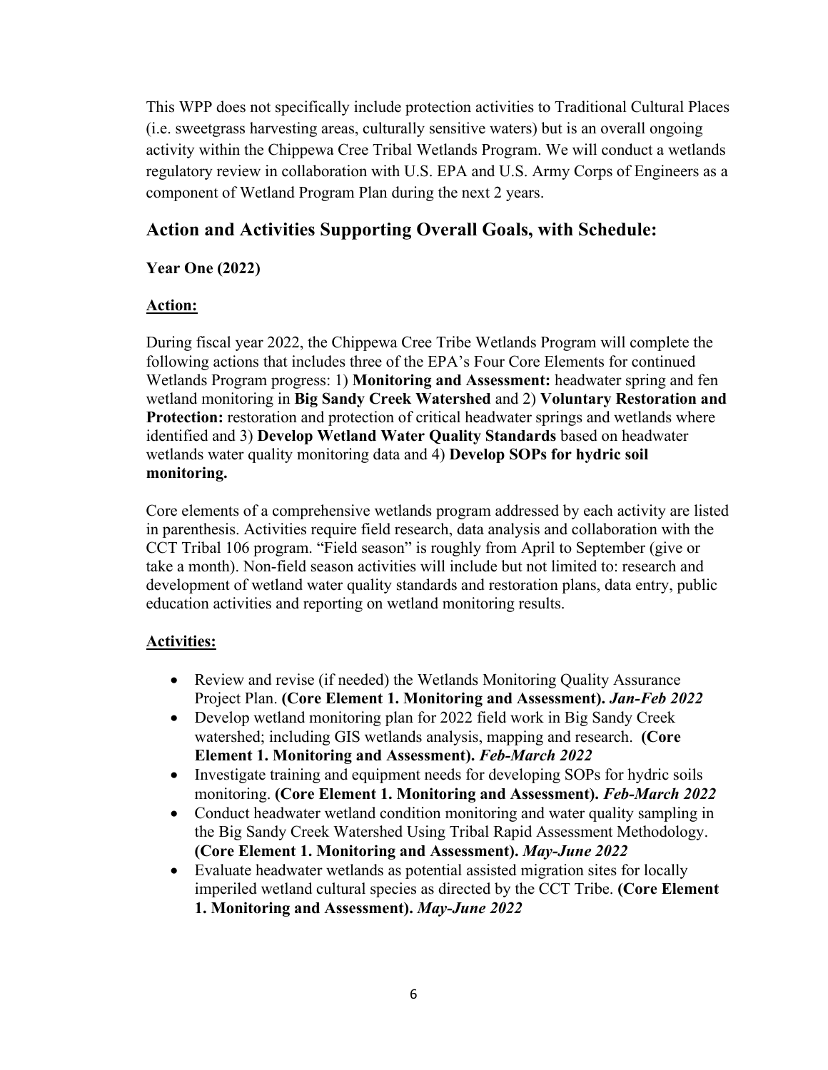This WPP does not specifically include protection activities to Traditional Cultural Places (i.e. sweetgrass harvesting areas, culturally sensitive waters) but is an overall ongoing activity within the Chippewa Cree Tribal Wetlands Program. We will conduct a wetlands regulatory review in collaboration with U.S. EPA and U.S. Army Corps of Engineers as a component of Wetland Program Plan during the next 2 years.

## Action and Activities Supporting Overall Goals, with Schedule:

### Year One (2022)

**Action:**

During fiscal year 2022, the Chippewa Cree Tribe Wetlands Program will complete the following actions that includes three of the EPA's Four Core Elements for continued Wetlands Program progress: 1) **Monitoring and Assessment:** headwater spring and fen wetland monitoring in **Big Sandy Creek Watershed** and 2) **Voluntary Restoration and Protection:** restoration and protection of critical headwater springs and wetlands where identified and 3) **Develop Wetland Water Quality Standards** based on headwater wetlands water quality monitoring data and 4) **Develop SOPs for hydric soil monitoring.**

Core elements of a comprehensive wetlands program addressed by each activity are listed in parenthesis. Activities require field research, data analysis and collaboration with the CCT Tribal 106 program. "Field season" is roughly from April to September (give or take a month). Non-field season activities will include but not limited to: research and development of wetland water quality standards and restoration plans, data entry, public education activities and reporting on wetland monitoring results.

**Activities:**

- Review and revise (if needed) the Wetlands Monitoring Quality Assurance Project Plan. **(Core Element 1. Monitoring and Assessment).** ***Jan-Feb 2022***
- Develop wetland monitoring plan for 2022 field work in Big Sandy Creek watershed; including GIS wetlands analysis, mapping and research. **(Core Element 1. Monitoring and Assessment).** ***Feb-March 2022***
- Investigate training and equipment needs for developing SOPs for hydric soils monitoring. **(Core Element 1. Monitoring and Assessment).** ***Feb-March 2022***
- Conduct headwater wetland condition monitoring and water quality sampling in the Big Sandy Creek Watershed Using Tribal Rapid Assessment Methodology. **(Core Element 1. Monitoring and Assessment).** ***May-June 2022***
- Evaluate headwater wetlands as potential assisted migration sites for locally imperiled wetland cultural species as directed by the CCT Tribe. **(Core Element 1. Monitoring and Assessment).** ***May-June 2022***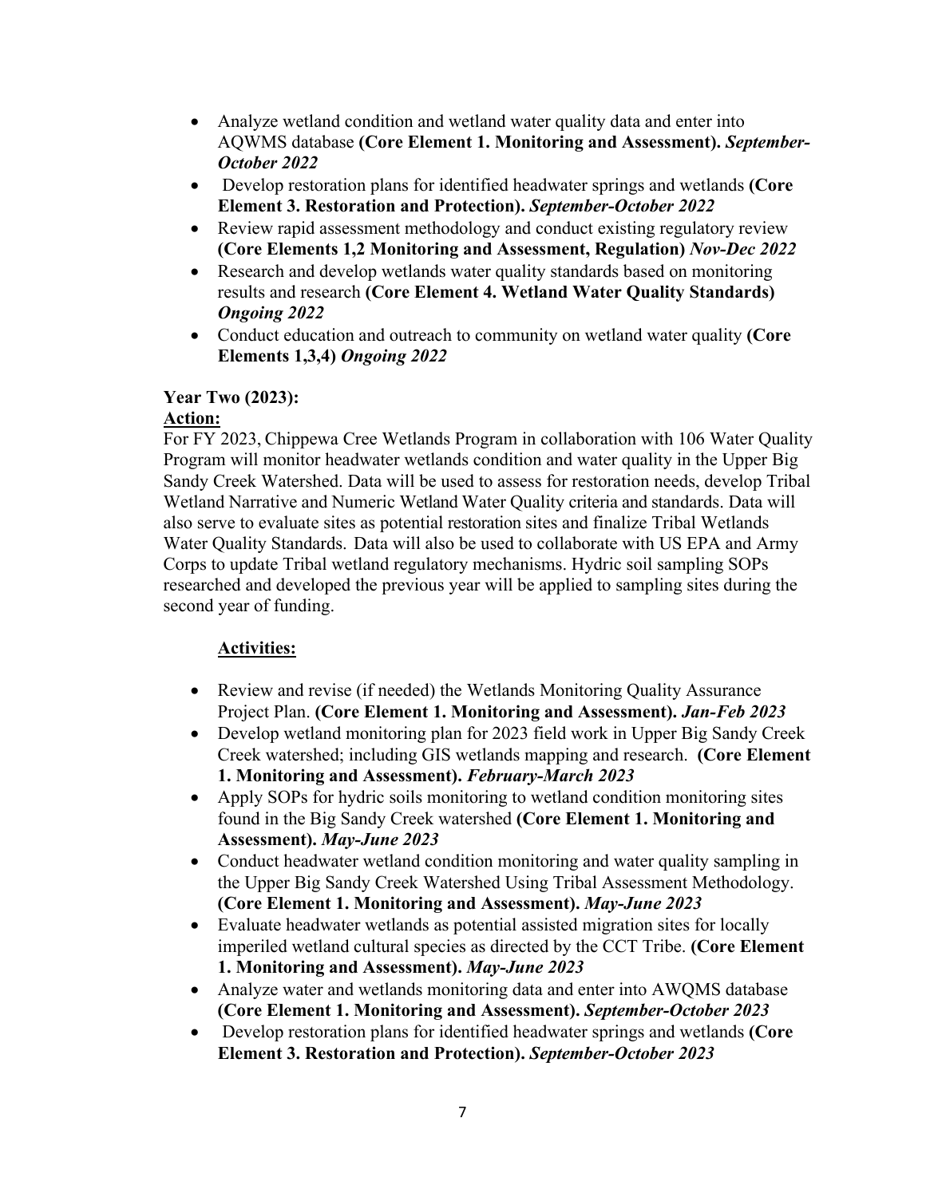- Analyze wetland condition and wetland water quality data and enter into AQWMS database **(Core Element 1. Monitoring and Assessment).** ***September-October 2022***
- Develop restoration plans for identified headwater springs and wetlands **(Core Element 3. Restoration and Protection).** ***September-October 2022***
- Review rapid assessment methodology and conduct existing regulatory review **(Core Elements 1,2 Monitoring and Assessment, Regulation)** ***Nov-Dec 2022***
- Research and develop wetlands water quality standards based on monitoring results and research **(Core Element 4. Wetland Water Quality Standards)** ***Ongoing 2022***
- Conduct education and outreach to community on wetland water quality **(Core Elements 1,3,4)** ***Ongoing 2022***

**Year Two (2023):**

**Action:**

For FY 2023, Chippewa Cree Wetlands Program in collaboration with 106 Water Quality Program will monitor headwater wetlands condition and water quality in the Upper Big Sandy Creek Watershed. Data will be used to assess for restoration needs, develop Tribal Wetland Narrative and Numeric Wetland Water Quality criteria and standards. Data will also serve to evaluate sites as potential restoration sites and finalize Tribal Wetlands Water Quality Standards. Data will also be used to collaborate with US EPA and Army Corps to update Tribal wetland regulatory mechanisms. Hydric soil sampling SOPs researched and developed the previous year will be applied to sampling sites during the second year of funding.

**Activities:**

- Review and revise (if needed) the Wetlands Monitoring Quality Assurance Project Plan. **(Core Element 1. Monitoring and Assessment).** ***Jan-Feb 2023***
- Develop wetland monitoring plan for 2023 field work in Upper Big Sandy Creek Creek watershed; including GIS wetlands mapping and research. **(Core Element 1. Monitoring and Assessment).** ***February-March 2023***
- Apply SOPs for hydric soils monitoring to wetland condition monitoring sites found in the Big Sandy Creek watershed **(Core Element 1. Monitoring and Assessment).** ***May-June 2023***
- Conduct headwater wetland condition monitoring and water quality sampling in the Upper Big Sandy Creek Watershed Using Tribal Assessment Methodology. **(Core Element 1. Monitoring and Assessment).** ***May-June 2023***
- Evaluate headwater wetlands as potential assisted migration sites for locally imperiled wetland cultural species as directed by the CCT Tribe. **(Core Element 1. Monitoring and Assessment).** ***May-June 2023***
- Analyze water and wetlands monitoring data and enter into AWQMS database **(Core Element 1. Monitoring and Assessment).** ***September-October 2023***
- Develop restoration plans for identified headwater springs and wetlands **(Core Element 3. Restoration and Protection).** ***September-October 2023***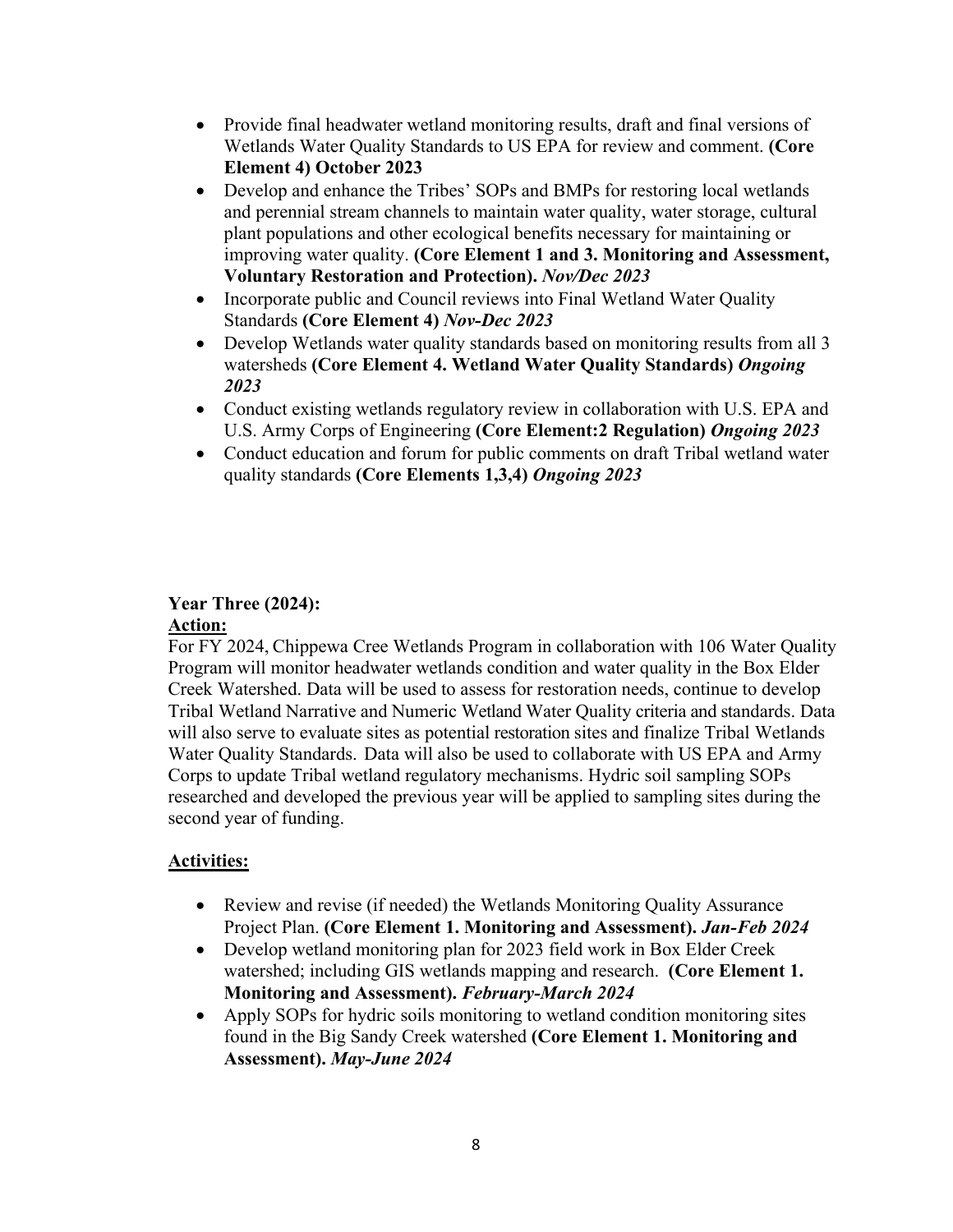- Provide final headwater wetland monitoring results, draft and final versions of Wetlands Water Quality Standards to US EPA for review and comment. **(Core Element 4) October 2023**
- Develop and enhance the Tribes' SOPs and BMPs for restoring local wetlands and perennial stream channels to maintain water quality, water storage, cultural plant populations and other ecological benefits necessary for maintaining or improving water quality. **(Core Element 1 and 3. Monitoring and Assessment, Voluntary Restoration and Protection).** ***Nov/Dec 2023***
- Incorporate public and Council reviews into Final Wetland Water Quality Standards **(Core Element 4)** ***Nov-Dec 2023***
- Develop Wetlands water quality standards based on monitoring results from all 3 watersheds **(Core Element 4. Wetland Water Quality Standards)** ***Ongoing 2023***
- Conduct existing wetlands regulatory review in collaboration with U.S. EPA and U.S. Army Corps of Engineering **(Core Element:2 Regulation)** ***Ongoing 2023***
- Conduct education and forum for public comments on draft Tribal wetland water quality standards **(Core Elements 1,3,4)** ***Ongoing 2023***

**Year Three (2024):**

**Action:**

For FY 2024, Chippewa Cree Wetlands Program in collaboration with 106 Water Quality Program will monitor headwater wetlands condition and water quality in the Box Elder Creek Watershed. Data will be used to assess for restoration needs, continue to develop Tribal Wetland Narrative and Numeric Wetland Water Quality criteria and standards. Data will also serve to evaluate sites as potential restoration sites and finalize Tribal Wetlands Water Quality Standards. Data will also be used to collaborate with US EPA and Army Corps to update Tribal wetland regulatory mechanisms. Hydric soil sampling SOPs researched and developed the previous year will be applied to sampling sites during the second year of funding.

**Activities:**

- Review and revise (if needed) the Wetlands Monitoring Quality Assurance Project Plan. **(Core Element 1. Monitoring and Assessment).** ***Jan-Feb 2024***
- Develop wetland monitoring plan for 2023 field work in Box Elder Creek watershed; including GIS wetlands mapping and research. **(Core Element 1. Monitoring and Assessment).** ***February-March 2024***
- Apply SOPs for hydric soils monitoring to wetland condition monitoring sites found in the Big Sandy Creek watershed **(Core Element 1. Monitoring and Assessment).** ***May-June 2024***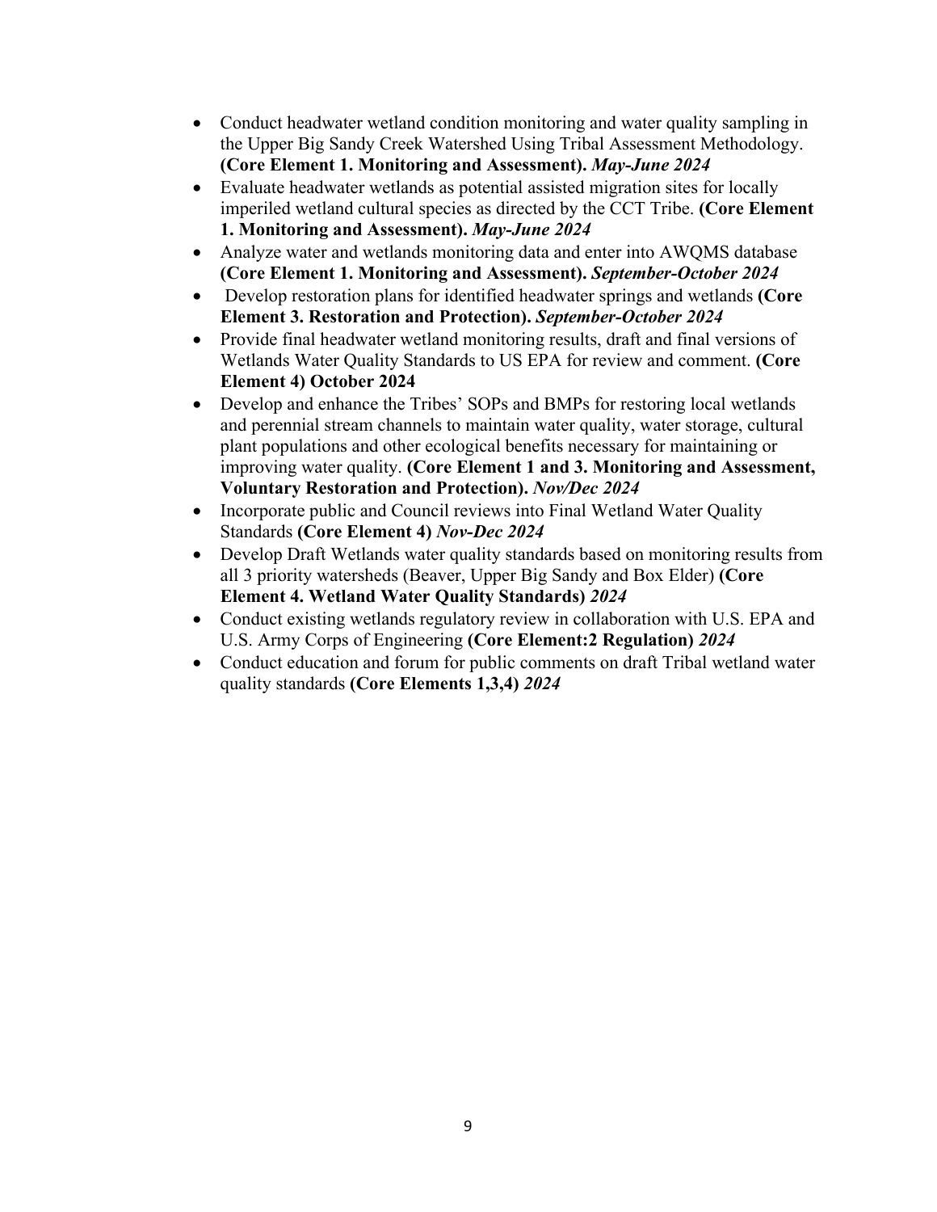- Conduct headwater wetland condition monitoring and water quality sampling in the Upper Big Sandy Creek Watershed Using Tribal Assessment Methodology. **(Core Element 1. Monitoring and Assessment).** ***May-June 2024***
- Evaluate headwater wetlands as potential assisted migration sites for locally imperiled wetland cultural species as directed by the CCT Tribe. **(Core Element 1. Monitoring and Assessment).** ***May-June 2024***
- Analyze water and wetlands monitoring data and enter into AWQMS database **(Core Element 1. Monitoring and Assessment).** ***September-October 2024***
- Develop restoration plans for identified headwater springs and wetlands **(Core Element 3. Restoration and Protection).** ***September-October 2024***
- Provide final headwater wetland monitoring results, draft and final versions of Wetlands Water Quality Standards to US EPA for review and comment. **(Core Element 4) October 2024**
- Develop and enhance the Tribes' SOPs and BMPs for restoring local wetlands and perennial stream channels to maintain water quality, water storage, cultural plant populations and other ecological benefits necessary for maintaining or improving water quality. **(Core Element 1 and 3. Monitoring and Assessment, Voluntary Restoration and Protection).** ***Nov/Dec 2024***
- Incorporate public and Council reviews into Final Wetland Water Quality Standards **(Core Element 4)** ***Nov-Dec 2024***
- Develop Draft Wetlands water quality standards based on monitoring results from all 3 priority watersheds (Beaver, Upper Big Sandy and Box Elder) **(Core Element 4. Wetland Water Quality Standards)** ***2024***
- Conduct existing wetlands regulatory review in collaboration with U.S. EPA and U.S. Army Corps of Engineering **(Core Element:2 Regulation)** ***2024***
- Conduct education and forum for public comments on draft Tribal wetland water quality standards **(Core Elements 1,3,4)** ***2024***